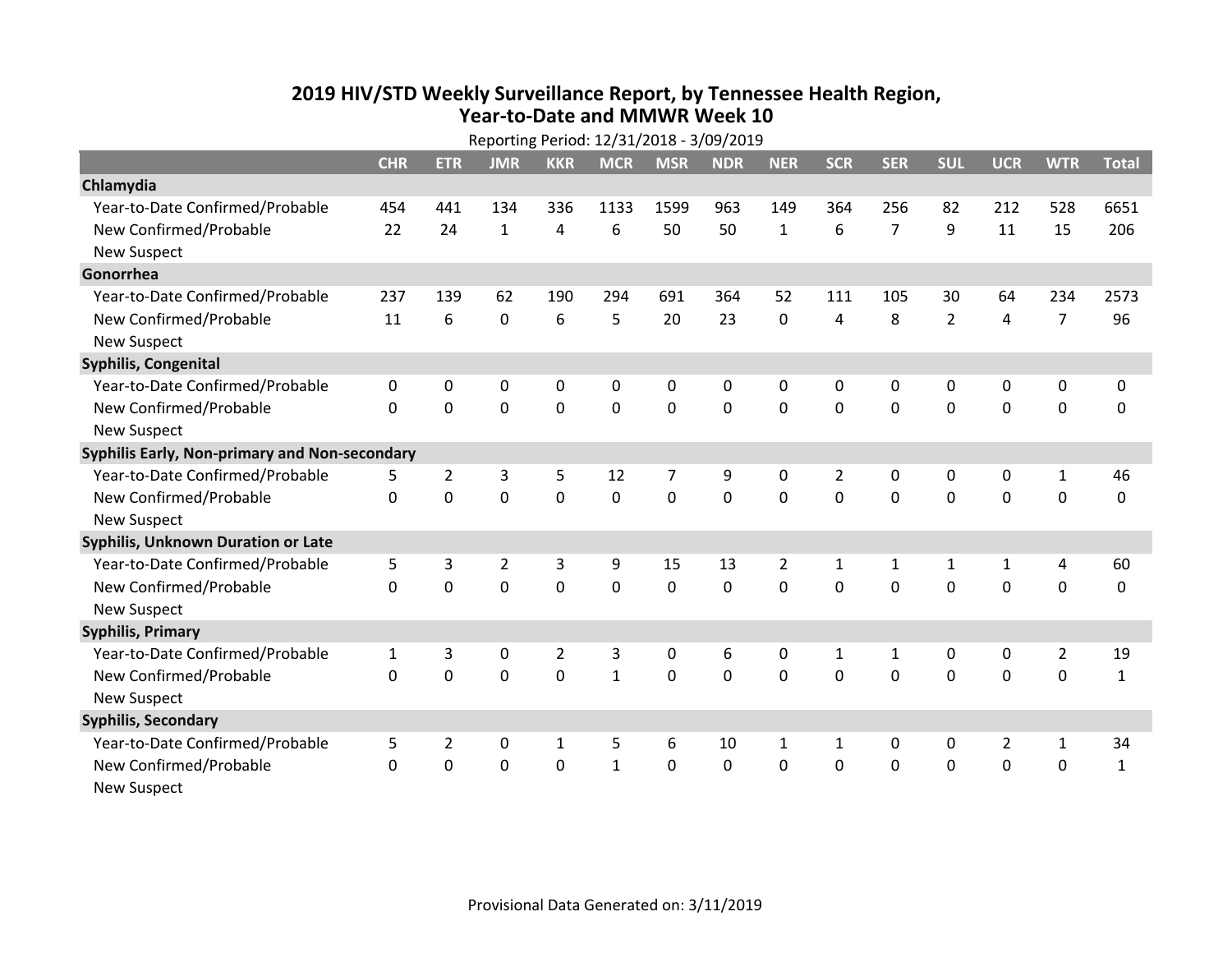# 2019 HIV/STD Weekly Surveillance Report, by Tennessee Health Region, Year-to-Date and MMWR Week 10

Reporting Period: 12/31/2018 - 3/09/2019

| | CHR | ETR | JMR | KKR | MCR | MSR | NDR | NER | SCR | SER | SUL | UCR | WTR | Total |
|---|---|---|---|---|---|---|---|---|---|---|---|---|---|---|
| **Chlamydia** | | | | | | | | | | | | | | |
| Year-to-Date Confirmed/Probable | 454 | 441 | 134 | 336 | 1133 | 1599 | 963 | 149 | 364 | 256 | 82 | 212 | 528 | 6651 |
| New Confirmed/Probable | 22 | 24 | 1 | 4 | 6 | 50 | 50 | 1 | 6 | 7 | 9 | 11 | 15 | 206 |
| New Suspect | | | | | | | | | | | | | | |
| **Gonorrhea** | | | | | | | | | | | | | | |
| Year-to-Date Confirmed/Probable | 237 | 139 | 62 | 190 | 294 | 691 | 364 | 52 | 111 | 105 | 30 | 64 | 234 | 2573 |
| New Confirmed/Probable | 11 | 6 | 0 | 6 | 5 | 20 | 23 | 0 | 4 | 8 | 2 | 4 | 7 | 96 |
| New Suspect | | | | | | | | | | | | | | |
| **Syphilis, Congenital** | | | | | | | | | | | | | | |
| Year-to-Date Confirmed/Probable | 0 | 0 | 0 | 0 | 0 | 0 | 0 | 0 | 0 | 0 | 0 | 0 | 0 | 0 |
| New Confirmed/Probable | 0 | 0 | 0 | 0 | 0 | 0 | 0 | 0 | 0 | 0 | 0 | 0 | 0 | 0 |
| New Suspect | | | | | | | | | | | | | | |
| **Syphilis Early, Non-primary and Non-secondary** | | | | | | | | | | | | | | |
| Year-to-Date Confirmed/Probable | 5 | 2 | 3 | 5 | 12 | 7 | 9 | 0 | 2 | 0 | 0 | 0 | 1 | 46 |
| New Confirmed/Probable | 0 | 0 | 0 | 0 | 0 | 0 | 0 | 0 | 0 | 0 | 0 | 0 | 0 | 0 |
| New Suspect | | | | | | | | | | | | | | |
| **Syphilis, Unknown Duration or Late** | | | | | | | | | | | | | | |
| Year-to-Date Confirmed/Probable | 5 | 3 | 2 | 3 | 9 | 15 | 13 | 2 | 1 | 1 | 1 | 1 | 4 | 60 |
| New Confirmed/Probable | 0 | 0 | 0 | 0 | 0 | 0 | 0 | 0 | 0 | 0 | 0 | 0 | 0 | 0 |
| New Suspect | | | | | | | | | | | | | | |
| **Syphilis, Primary** | | | | | | | | | | | | | | |
| Year-to-Date Confirmed/Probable | 1 | 3 | 0 | 2 | 3 | 0 | 6 | 0 | 1 | 1 | 0 | 0 | 2 | 19 |
| New Confirmed/Probable | 0 | 0 | 0 | 0 | 1 | 0 | 0 | 0 | 0 | 0 | 0 | 0 | 0 | 1 |
| New Suspect | | | | | | | | | | | | | | |
| **Syphilis, Secondary** | | | | | | | | | | | | | | |
| Year-to-Date Confirmed/Probable | 5 | 2 | 0 | 1 | 5 | 6 | 10 | 1 | 1 | 0 | 0 | 2 | 1 | 34 |
| New Confirmed/Probable | 0 | 0 | 0 | 0 | 1 | 0 | 0 | 0 | 0 | 0 | 0 | 0 | 0 | 1 |
| New Suspect | | | | | | | | | | | | | | |

Provisional Data Generated on: 3/11/2019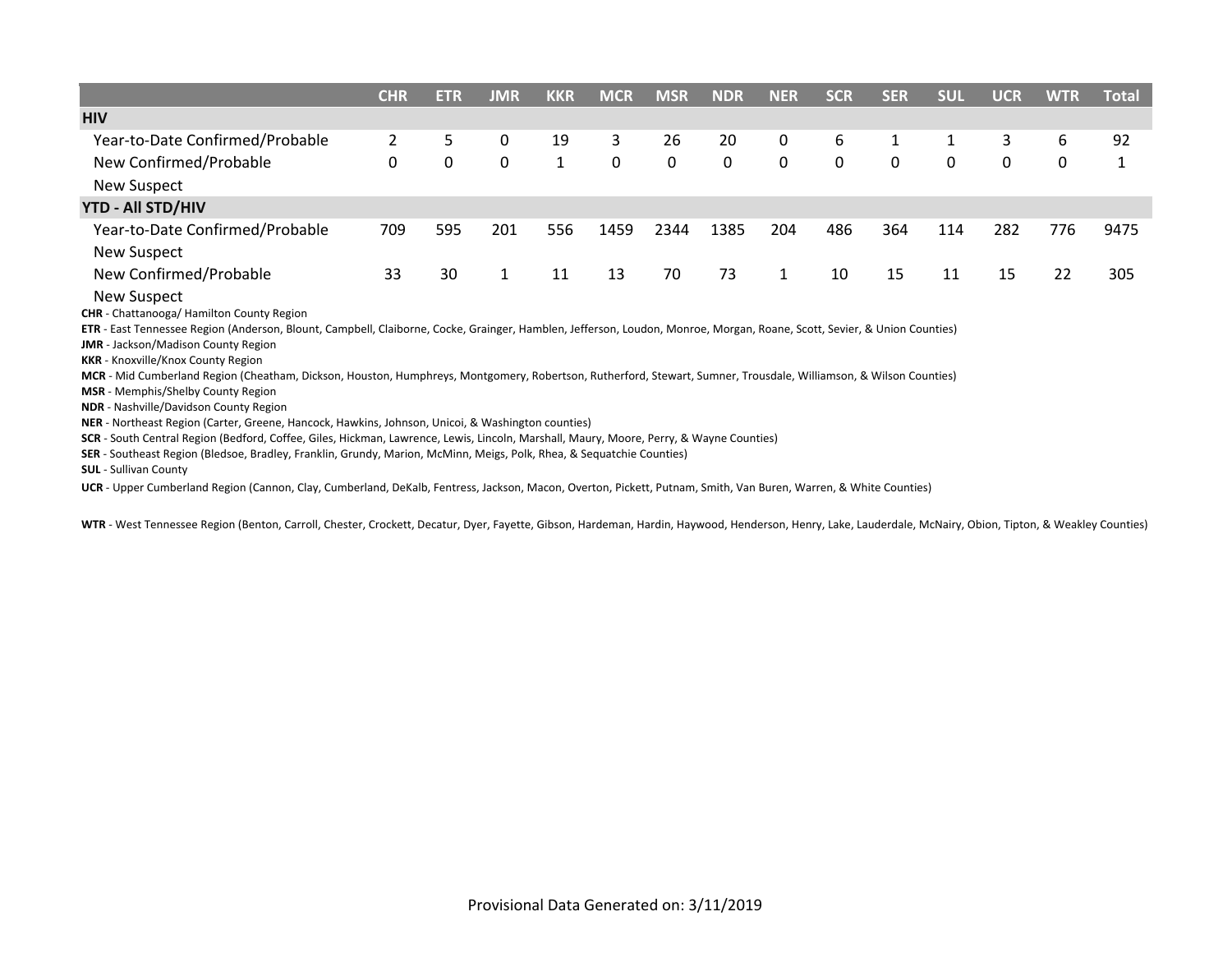| | CHR | ETR | JMR | KKR | MCR | MSR | NDR | NER | SCR | SER | SUL | UCR | WTR | Total |
|---|---|---|---|---|---|---|---|---|---|---|---|---|---|---|
| **HIV** | | | | | | | | | | | | | | |
| Year-to-Date Confirmed/Probable | 2 | 5 | 0 | 19 | 3 | 26 | 20 | 0 | 6 | 1 | 1 | 3 | 6 | 92 |
| New Confirmed/Probable | 0 | 0 | 0 | 1 | 0 | 0 | 0 | 0 | 0 | 0 | 0 | 0 | 0 | 1 |
| New Suspect | | | | | | | | | | | | | | |
| **YTD - All STD/HIV** | | | | | | | | | | | | | | |
| Year-to-Date Confirmed/Probable | 709 | 595 | 201 | 556 | 1459 | 2344 | 1385 | 204 | 486 | 364 | 114 | 282 | 776 | 9475 |
| New Suspect | | | | | | | | | | | | | | |
| New Confirmed/Probable | 33 | 30 | 1 | 11 | 13 | 70 | 73 | 1 | 10 | 15 | 11 | 15 | 22 | 305 |
| New Suspect | | | | | | | | | | | | | | |

**CHR** - Chattanooga/ Hamilton County Region

**ETR** - East Tennessee Region (Anderson, Blount, Campbell, Claiborne, Cocke, Grainger, Hamblen, Jefferson, Loudon, Monroe, Morgan, Roane, Scott, Sevier, & Union Counties)

**JMR** - Jackson/Madison County Region

**KKR** - Knoxville/Knox County Region

**MCR** - Mid Cumberland Region (Cheatham, Dickson, Houston, Humphreys, Montgomery, Robertson, Rutherford, Stewart, Sumner, Trousdale, Williamson, & Wilson Counties)

**MSR** - Memphis/Shelby County Region

**NDR** - Nashville/Davidson County Region

**NER** - Northeast Region (Carter, Greene, Hancock, Hawkins, Johnson, Unicoi, & Washington counties)

**SCR** - South Central Region (Bedford, Coffee, Giles, Hickman, Lawrence, Lewis, Lincoln, Marshall, Maury, Moore, Perry, & Wayne Counties)

**SER** - Southeast Region (Bledsoe, Bradley, Franklin, Grundy, Marion, McMinn, Meigs, Polk, Rhea, & Sequatchie Counties)

**SUL** - Sullivan County

**UCR** - Upper Cumberland Region (Cannon, Clay, Cumberland, DeKalb, Fentress, Jackson, Macon, Overton, Pickett, Putnam, Smith, Van Buren, Warren, & White Counties)

**WTR** - West Tennessee Region (Benton, Carroll, Chester, Crockett, Decatur, Dyer, Fayette, Gibson, Hardeman, Hardin, Haywood, Henderson, Henry, Lake, Lauderdale, McNairy, Obion, Tipton, & Weakley Counties)

Provisional Data Generated on: 3/11/2019